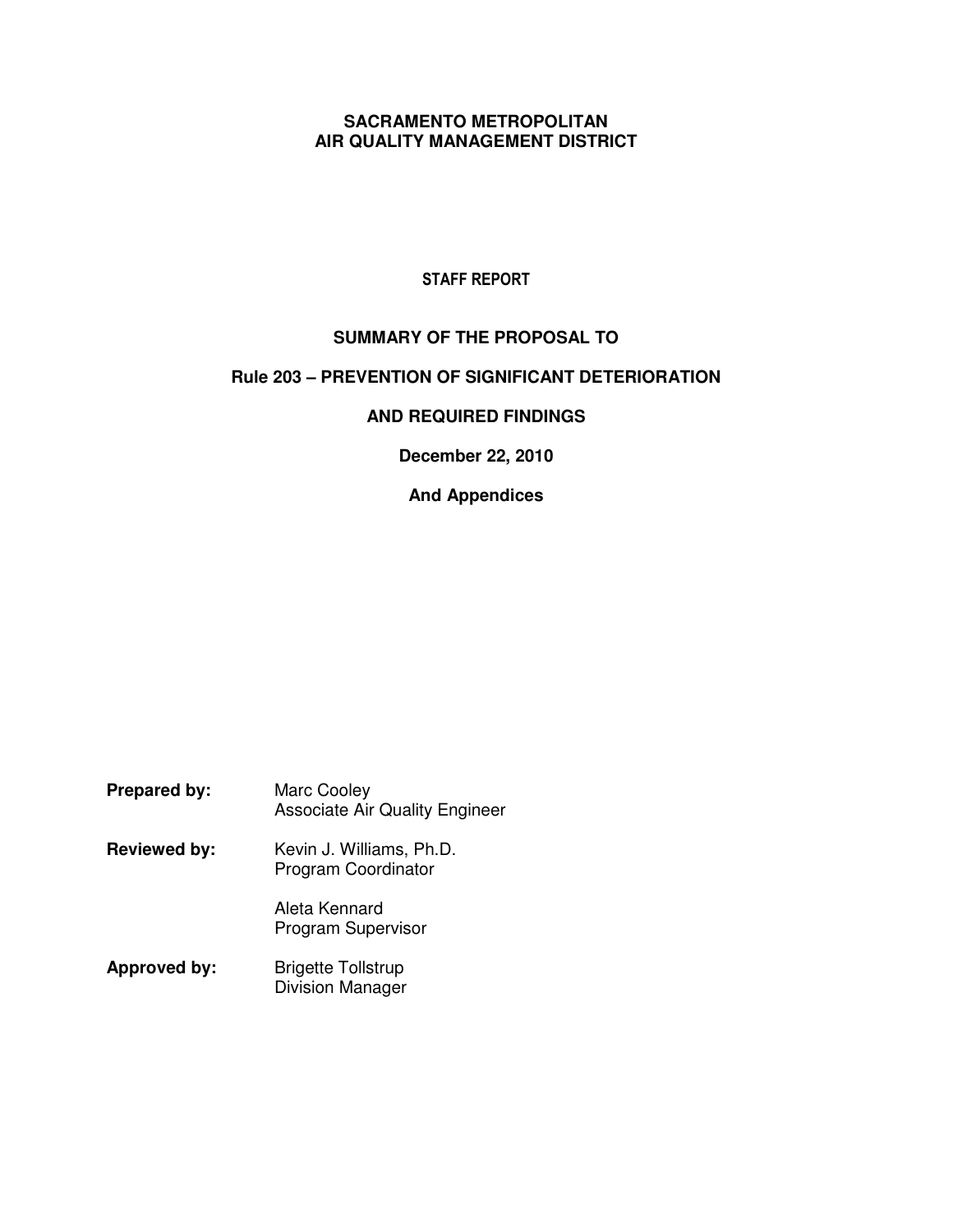# SACRAMENTO METROPOLITAN AIR QUALITY MANAGEMENT DISTRICT

## STAFF REPORT

## SUMMARY OF THE PROPOSAL TO

## Rule 203 – PREVENTION OF SIGNIFICANT DETERIORATION

## AND REQUIRED FINDINGS

**December 22, 2010**

**And Appendices**

**Prepared by:** Marc Cooley
Associate Air Quality Engineer

**Reviewed by:** Kevin J. Williams, Ph.D.
Program Coordinator

Aleta Kennard
Program Supervisor

**Approved by:** Brigette Tollstrup
Division Manager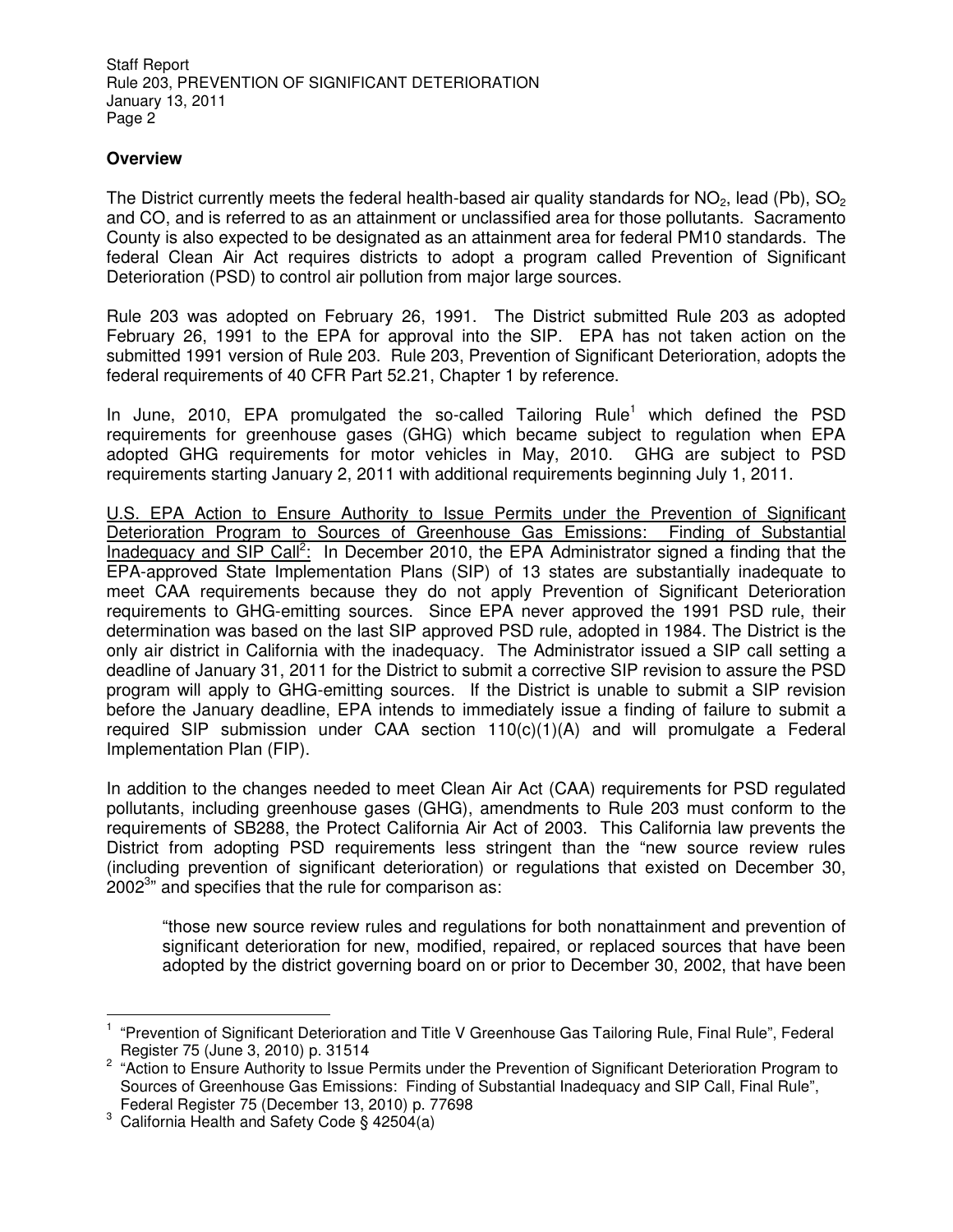## Overview

The District currently meets the federal health-based air quality standards for $NO_2$, lead (Pb), $SO_2$ and CO, and is referred to as an attainment or unclassified area for those pollutants. Sacramento County is also expected to be designated as an attainment area for federal PM10 standards. The federal Clean Air Act requires districts to adopt a program called Prevention of Significant Deterioration (PSD) to control air pollution from major large sources.

Rule 203 was adopted on February 26, 1991. The District submitted Rule 203 as adopted February 26, 1991 to the EPA for approval into the SIP. EPA has not taken action on the submitted 1991 version of Rule 203. Rule 203, Prevention of Significant Deterioration, adopts the federal requirements of 40 CFR Part 52.21, Chapter 1 by reference.

In June, 2010, EPA promulgated the so-called Tailoring Rule[1] which defined the PSD requirements for greenhouse gases (GHG) which became subject to regulation when EPA adopted GHG requirements for motor vehicles in May, 2010. GHG are subject to PSD requirements starting January 2, 2011 with additional requirements beginning July 1, 2011.

U.S. EPA Action to Ensure Authority to Issue Permits under the Prevention of Significant Deterioration Program to Sources of Greenhouse Gas Emissions: Finding of Substantial Inadequacy and SIP Call[2]: In December 2010, the EPA Administrator signed a finding that the EPA-approved State Implementation Plans (SIP) of 13 states are substantially inadequate to meet CAA requirements because they do not apply Prevention of Significant Deterioration requirements to GHG-emitting sources. Since EPA never approved the 1991 PSD rule, their determination was based on the last SIP approved PSD rule, adopted in 1984. The District is the only air district in California with the inadequacy. The Administrator issued a SIP call setting a deadline of January 31, 2011 for the District to submit a corrective SIP revision to assure the PSD program will apply to GHG-emitting sources. If the District is unable to submit a SIP revision before the January deadline, EPA intends to immediately issue a finding of failure to submit a required SIP submission under CAA section 110(c)(1)(A) and will promulgate a Federal Implementation Plan (FIP).

In addition to the changes needed to meet Clean Air Act (CAA) requirements for PSD regulated pollutants, including greenhouse gases (GHG), amendments to Rule 203 must conform to the requirements of SB288, the Protect California Air Act of 2003. This California law prevents the District from adopting PSD requirements less stringent than the "new source review rules (including prevention of significant deterioration) or regulations that existed on December 30, 2002[3]" and specifies that the rule for comparison as:

> "those new source review rules and regulations for both nonattainment and prevention of significant deterioration for new, modified, repaired, or replaced sources that have been adopted by the district governing board on or prior to December 30, 2002, that have been

---

[1] "Prevention of Significant Deterioration and Title V Greenhouse Gas Tailoring Rule, Final Rule", Federal Register 75 (June 3, 2010) p. 31514

[2] "Action to Ensure Authority to Issue Permits under the Prevention of Significant Deterioration Program to Sources of Greenhouse Gas Emissions: Finding of Substantial Inadequacy and SIP Call, Final Rule", Federal Register 75 (December 13, 2010) p. 77698

[3] California Health and Safety Code § 42504(a)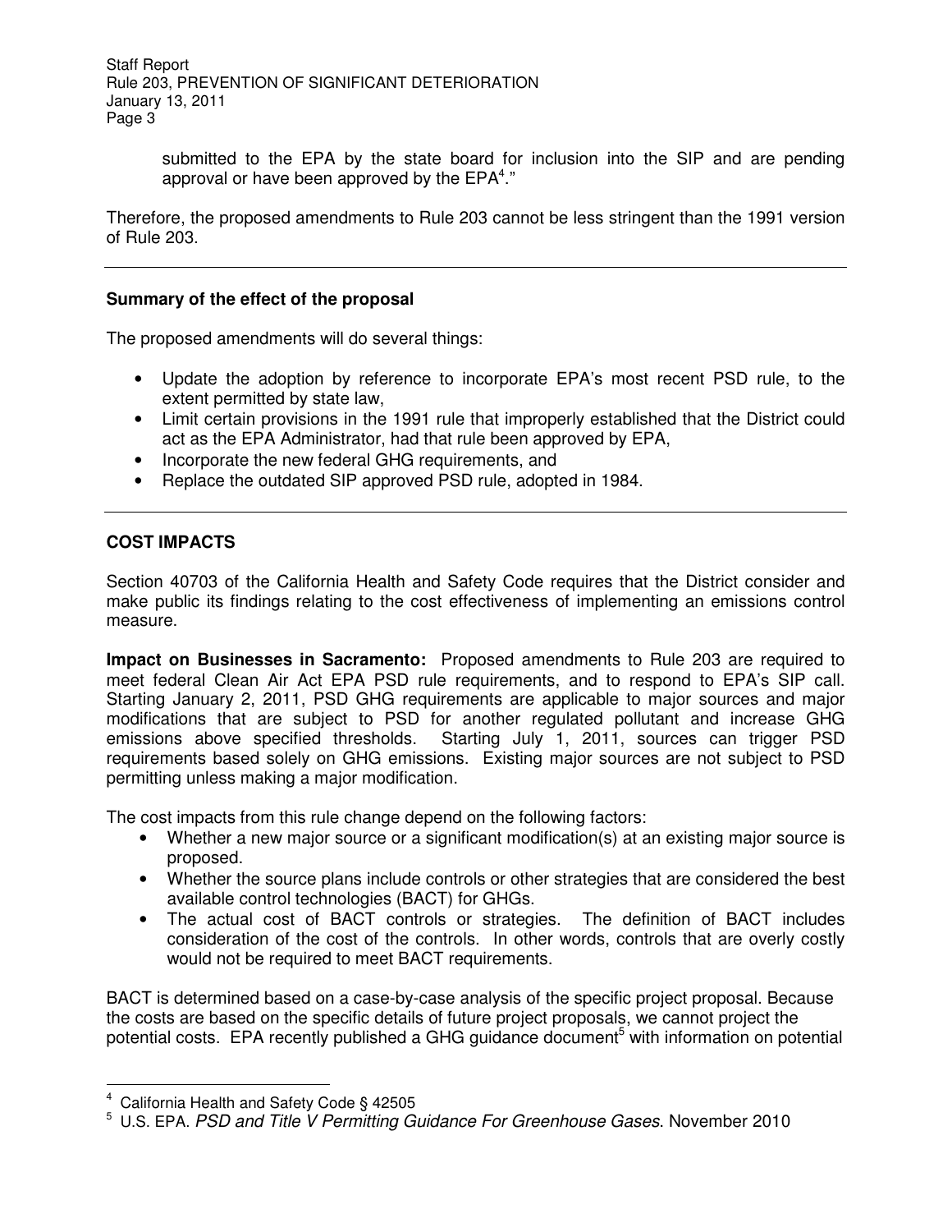submitted to the EPA by the state board for inclusion into the SIP and are pending approval or have been approved by the EPA[4]."

Therefore, the proposed amendments to Rule 203 cannot be less stringent than the 1991 version of Rule 203.

---

**Summary of the effect of the proposal**

The proposed amendments will do several things:

- Update the adoption by reference to incorporate EPA's most recent PSD rule, to the extent permitted by state law,
- Limit certain provisions in the 1991 rule that improperly established that the District could act as the EPA Administrator, had that rule been approved by EPA,
- Incorporate the new federal GHG requirements, and
- Replace the outdated SIP approved PSD rule, adopted in 1984.

---

## COST IMPACTS

Section 40703 of the California Health and Safety Code requires that the District consider and make public its findings relating to the cost effectiveness of implementing an emissions control measure.

**Impact on Businesses in Sacramento:** Proposed amendments to Rule 203 are required to meet federal Clean Air Act EPA PSD rule requirements, and to respond to EPA's SIP call. Starting January 2, 2011, PSD GHG requirements are applicable to major sources and major modifications that are subject to PSD for another regulated pollutant and increase GHG emissions above specified thresholds. Starting July 1, 2011, sources can trigger PSD requirements based solely on GHG emissions. Existing major sources are not subject to PSD permitting unless making a major modification.

The cost impacts from this rule change depend on the following factors:

- Whether a new major source or a significant modification(s) at an existing major source is proposed.
- Whether the source plans include controls or other strategies that are considered the best available control technologies (BACT) for GHGs.
- The actual cost of BACT controls or strategies. The definition of BACT includes consideration of the cost of the controls. In other words, controls that are overly costly would not be required to meet BACT requirements.

BACT is determined based on a case-by-case analysis of the specific project proposal. Because the costs are based on the specific details of future project proposals, we cannot project the potential costs. EPA recently published a GHG guidance document[5] with information on potential

---

[4] California Health and Safety Code § 42505

[5] U.S. EPA. *PSD and Title V Permitting Guidance For Greenhouse Gases*. November 2010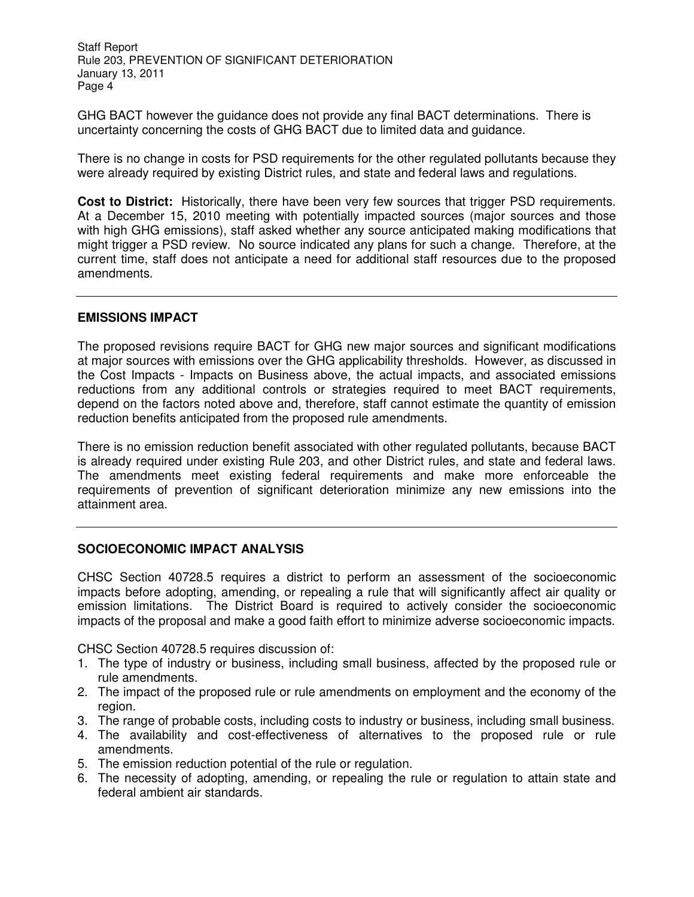GHG BACT however the guidance does not provide any final BACT determinations. There is uncertainty concerning the costs of GHG BACT due to limited data and guidance.

There is no change in costs for PSD requirements for the other regulated pollutants because they were already required by existing District rules, and state and federal laws and regulations.

**Cost to District:** Historically, there have been very few sources that trigger PSD requirements. At a December 15, 2010 meeting with potentially impacted sources (major sources and those with high GHG emissions), staff asked whether any source anticipated making modifications that might trigger a PSD review. No source indicated any plans for such a change. Therefore, at the current time, staff does not anticipate a need for additional staff resources due to the proposed amendments.

---

## EMISSIONS IMPACT

The proposed revisions require BACT for GHG new major sources and significant modifications at major sources with emissions over the GHG applicability thresholds. However, as discussed in the Cost Impacts - Impacts on Business above, the actual impacts, and associated emissions reductions from any additional controls or strategies required to meet BACT requirements, depend on the factors noted above and, therefore, staff cannot estimate the quantity of emission reduction benefits anticipated from the proposed rule amendments.

There is no emission reduction benefit associated with other regulated pollutants, because BACT is already required under existing Rule 203, and other District rules, and state and federal laws. The amendments meet existing federal requirements and make more enforceable the requirements of prevention of significant deterioration minimize any new emissions into the attainment area.

---

## SOCIOECONOMIC IMPACT ANALYSIS

CHSC Section 40728.5 requires a district to perform an assessment of the socioeconomic impacts before adopting, amending, or repealing a rule that will significantly affect air quality or emission limitations. The District Board is required to actively consider the socioeconomic impacts of the proposal and make a good faith effort to minimize adverse socioeconomic impacts.

CHSC Section 40728.5 requires discussion of:

1. The type of industry or business, including small business, affected by the proposed rule or rule amendments.
2. The impact of the proposed rule or rule amendments on employment and the economy of the region.
3. The range of probable costs, including costs to industry or business, including small business.
4. The availability and cost-effectiveness of alternatives to the proposed rule or rule amendments.
5. The emission reduction potential of the rule or regulation.
6. The necessity of adopting, amending, or repealing the rule or regulation to attain state and federal ambient air standards.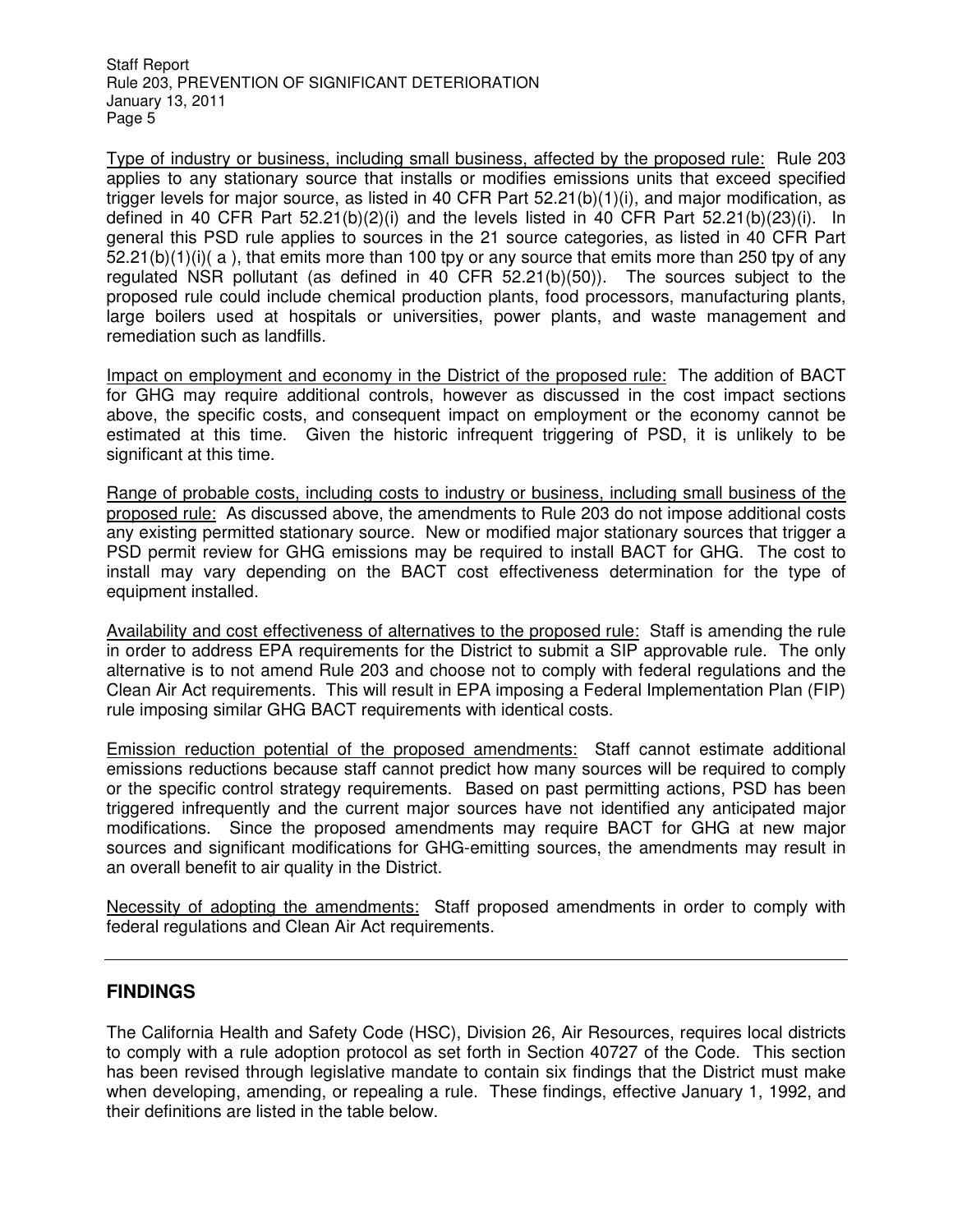Type of industry or business, including small business, affected by the proposed rule: Rule 203 applies to any stationary source that installs or modifies emissions units that exceed specified trigger levels for major source, as listed in 40 CFR Part 52.21(b)(1)(i), and major modification, as defined in 40 CFR Part 52.21(b)(2)(i) and the levels listed in 40 CFR Part 52.21(b)(23)(i). In general this PSD rule applies to sources in the 21 source categories, as listed in 40 CFR Part 52.21(b)(1)(i)( a ), that emits more than 100 tpy or any source that emits more than 250 tpy of any regulated NSR pollutant (as defined in 40 CFR 52.21(b)(50)). The sources subject to the proposed rule could include chemical production plants, food processors, manufacturing plants, large boilers used at hospitals or universities, power plants, and waste management and remediation such as landfills.

Impact on employment and economy in the District of the proposed rule: The addition of BACT for GHG may require additional controls, however as discussed in the cost impact sections above, the specific costs, and consequent impact on employment or the economy cannot be estimated at this time. Given the historic infrequent triggering of PSD, it is unlikely to be significant at this time.

Range of probable costs, including costs to industry or business, including small business of the proposed rule: As discussed above, the amendments to Rule 203 do not impose additional costs any existing permitted stationary source. New or modified major stationary sources that trigger a PSD permit review for GHG emissions may be required to install BACT for GHG. The cost to install may vary depending on the BACT cost effectiveness determination for the type of equipment installed.

Availability and cost effectiveness of alternatives to the proposed rule: Staff is amending the rule in order to address EPA requirements for the District to submit a SIP approvable rule. The only alternative is to not amend Rule 203 and choose not to comply with federal regulations and the Clean Air Act requirements. This will result in EPA imposing a Federal Implementation Plan (FIP) rule imposing similar GHG BACT requirements with identical costs.

Emission reduction potential of the proposed amendments: Staff cannot estimate additional emissions reductions because staff cannot predict how many sources will be required to comply or the specific control strategy requirements. Based on past permitting actions, PSD has been triggered infrequently and the current major sources have not identified any anticipated major modifications. Since the proposed amendments may require BACT for GHG at new major sources and significant modifications for GHG-emitting sources, the amendments may result in an overall benefit to air quality in the District.

Necessity of adopting the amendments: Staff proposed amendments in order to comply with federal regulations and Clean Air Act requirements.

---

## FINDINGS

The California Health and Safety Code (HSC), Division 26, Air Resources, requires local districts to comply with a rule adoption protocol as set forth in Section 40727 of the Code. This section has been revised through legislative mandate to contain six findings that the District must make when developing, amending, or repealing a rule. These findings, effective January 1, 1992, and their definitions are listed in the table below.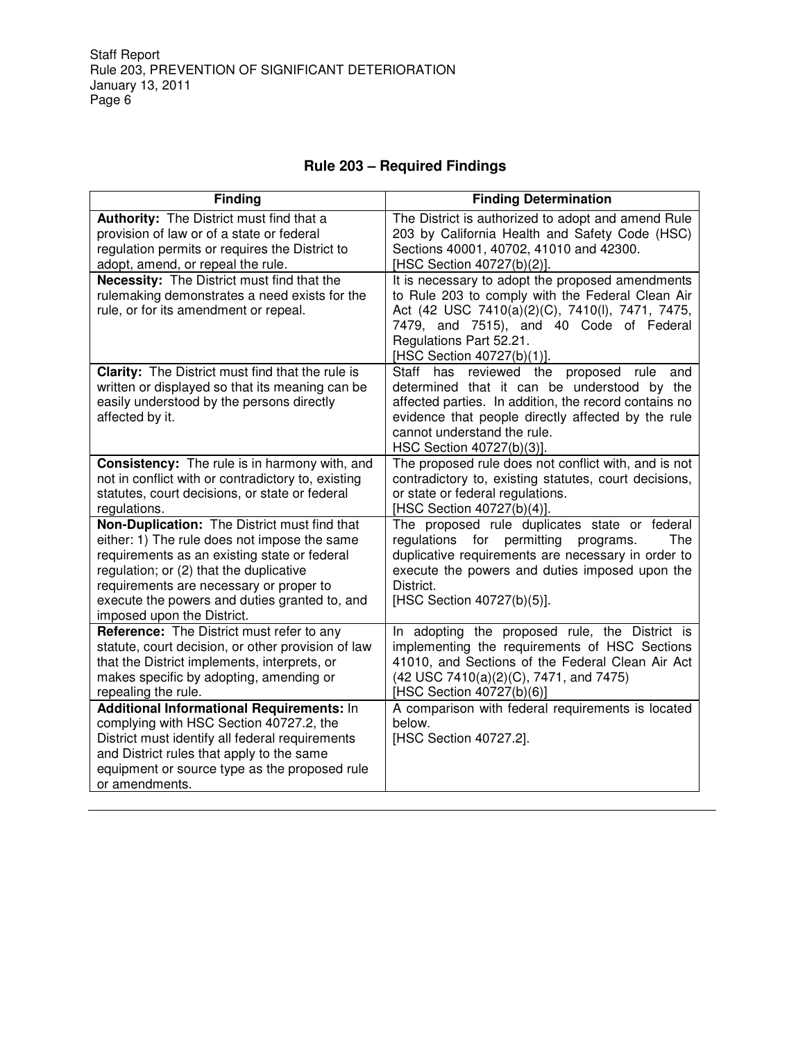## Rule 203 – Required Findings

| Finding | Finding Determination |
|---|---|
| **Authority:** The District must find that a provision of law or of a state or federal regulation permits or requires the District to adopt, amend, or repeal the rule. | The District is authorized to adopt and amend Rule 203 by California Health and Safety Code (HSC) Sections 40001, 40702, 41010 and 42300. [HSC Section 40727(b)(2)]. |
| **Necessity:** The District must find that the rulemaking demonstrates a need exists for the rule, or for its amendment or repeal. | It is necessary to adopt the proposed amendments to Rule 203 to comply with the Federal Clean Air Act (42 USC 7410(a)(2)(C), 7410(l), 7471, 7475, 7479, and 7515), and 40 Code of Federal Regulations Part 52.21. [HSC Section 40727(b)(1)]. |
| **Clarity:** The District must find that the rule is written or displayed so that its meaning can be easily understood by the persons directly affected by it. | Staff has reviewed the proposed rule and determined that it can be understood by the affected parties. In addition, the record contains no evidence that people directly affected by the rule cannot understand the rule. HSC Section 40727(b)(3)]. |
| **Consistency:** The rule is in harmony with, and not in conflict with or contradictory to, existing statutes, court decisions, or state or federal regulations. | The proposed rule does not conflict with, and is not contradictory to, existing statutes, court decisions, or state or federal regulations. [HSC Section 40727(b)(4)]. |
| **Non-Duplication:** The District must find that either: 1) The rule does not impose the same requirements as an existing state or federal regulation; or (2) that the duplicative requirements are necessary or proper to execute the powers and duties granted to, and imposed upon the District. | The proposed rule duplicates state or federal regulations for permitting programs. The duplicative requirements are necessary in order to execute the powers and duties imposed upon the District. [HSC Section 40727(b)(5)]. |
| **Reference:** The District must refer to any statute, court decision, or other provision of law that the District implements, interprets, or makes specific by adopting, amending or repealing the rule. | In adopting the proposed rule, the District is implementing the requirements of HSC Sections 41010, and Sections of the Federal Clean Air Act (42 USC 7410(a)(2)(C), 7471, and 7475) [HSC Section 40727(b)(6)] |
| **Additional Informational Requirements:** In complying with HSC Section 40727.2, the District must identify all federal requirements and District rules that apply to the same equipment or source type as the proposed rule or amendments. | A comparison with federal requirements is located below. [HSC Section 40727.2]. |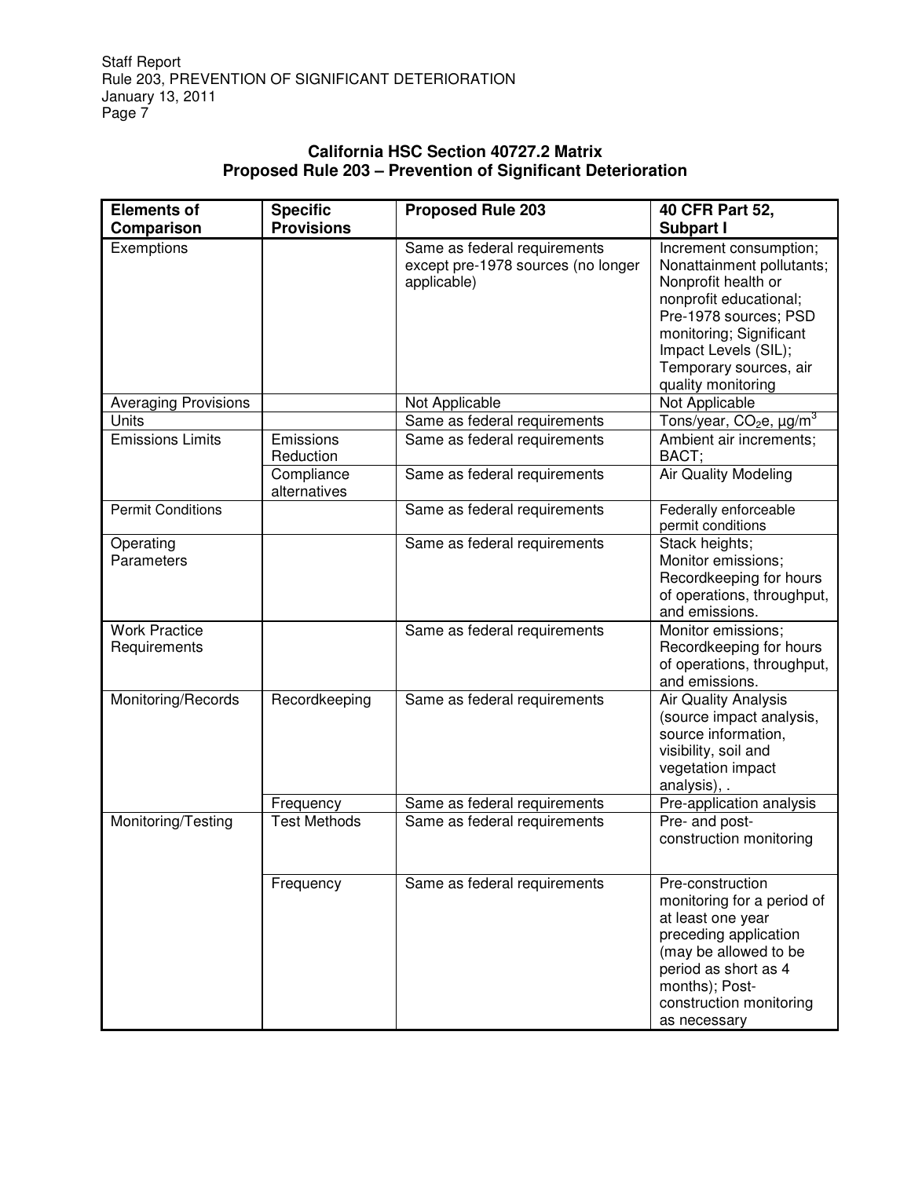## California HSC Section 40727.2 Matrix
## Proposed Rule 203 – Prevention of Significant Deterioration

| Elements of Comparison | Specific Provisions | Proposed Rule 203 | 40 CFR Part 52, Subpart I |
|---|---|---|---|
| Exemptions | | Same as federal requirements except pre-1978 sources (no longer applicable) | Increment consumption; Nonattainment pollutants; Nonprofit health or nonprofit educational; Pre-1978 sources; PSD monitoring; Significant Impact Levels (SIL); Temporary sources, air quality monitoring |
| Averaging Provisions | | Not Applicable | Not Applicable |
| Units | | Same as federal requirements | Tons/year, $CO_2e$, $\mu g/m^3$ |
| Emissions Limits | Emissions Reduction | Same as federal requirements | Ambient air increments; BACT; |
| | Compliance alternatives | Same as federal requirements | Air Quality Modeling |
| Permit Conditions | | Same as federal requirements | Federally enforceable permit conditions |
| Operating Parameters | | Same as federal requirements | Stack heights; Monitor emissions; Recordkeeping for hours of operations, throughput, and emissions. |
| Work Practice Requirements | | Same as federal requirements | Monitor emissions; Recordkeeping for hours of operations, throughput, and emissions. |
| Monitoring/Records | Recordkeeping | Same as federal requirements | Air Quality Analysis (source impact analysis, source information, visibility, soil and vegetation impact analysis), . |
| | Frequency | Same as federal requirements | Pre-application analysis |
| Monitoring/Testing | Test Methods | Same as federal requirements | Pre- and post-construction monitoring |
| | Frequency | Same as federal requirements | Pre-construction monitoring for a period of at least one year preceding application (may be allowed to be period as short as 4 months); Post-construction monitoring as necessary |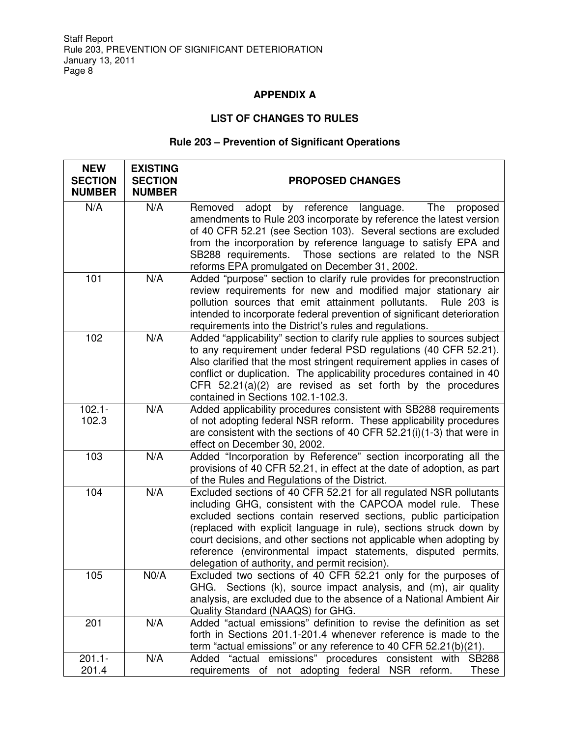## APPENDIX A

## LIST OF CHANGES TO RULES

### Rule 203 – Prevention of Significant Operations

| NEW SECTION NUMBER | EXISTING SECTION NUMBER | PROPOSED CHANGES |
|---|---|---|
| N/A | N/A | Removed adopt by reference language. The proposed amendments to Rule 203 incorporate by reference the latest version of 40 CFR 52.21 (see Section 103). Several sections are excluded from the incorporation by reference language to satisfy EPA and SB288 requirements. Those sections are related to the NSR reforms EPA promulgated on December 31, 2002. |
| 101 | N/A | Added "purpose" section to clarify rule provides for preconstruction review requirements for new and modified major stationary air pollution sources that emit attainment pollutants. Rule 203 is intended to incorporate federal prevention of significant deterioration requirements into the District's rules and regulations. |
| 102 | N/A | Added "applicability" section to clarify rule applies to sources subject to any requirement under federal PSD regulations (40 CFR 52.21). Also clarified that the most stringent requirement applies in cases of conflict or duplication. The applicability procedures contained in 40 CFR 52.21(a)(2) are revised as set forth by the procedures contained in Sections 102.1-102.3. |
| 102.1-102.3 | N/A | Added applicability procedures consistent with SB288 requirements of not adopting federal NSR reform. These applicability procedures are consistent with the sections of 40 CFR 52.21(i)(1-3) that were in effect on December 30, 2002. |
| 103 | N/A | Added "Incorporation by Reference" section incorporating all the provisions of 40 CFR 52.21, in effect at the date of adoption, as part of the Rules and Regulations of the District. |
| 104 | N/A | Excluded sections of 40 CFR 52.21 for all regulated NSR pollutants including GHG, consistent with the CAPCOA model rule. These excluded sections contain reserved sections, public participation (replaced with explicit language in rule), sections struck down by court decisions, and other sections not applicable when adopting by reference (environmental impact statements, disputed permits, delegation of authority, and permit recision). |
| 105 | N0/A | Excluded two sections of 40 CFR 52.21 only for the purposes of GHG. Sections (k), source impact analysis, and (m), air quality analysis, are excluded due to the absence of a National Ambient Air Quality Standard (NAAQS) for GHG. |
| 201 | N/A | Added "actual emissions" definition to revise the definition as set forth in Sections 201.1-201.4 whenever reference is made to the term "actual emissions" or any reference to 40 CFR 52.21(b)(21). |
| 201.1-201.4 | N/A | Added "actual emissions" procedures consistent with SB288 requirements of not adopting federal NSR reform. These |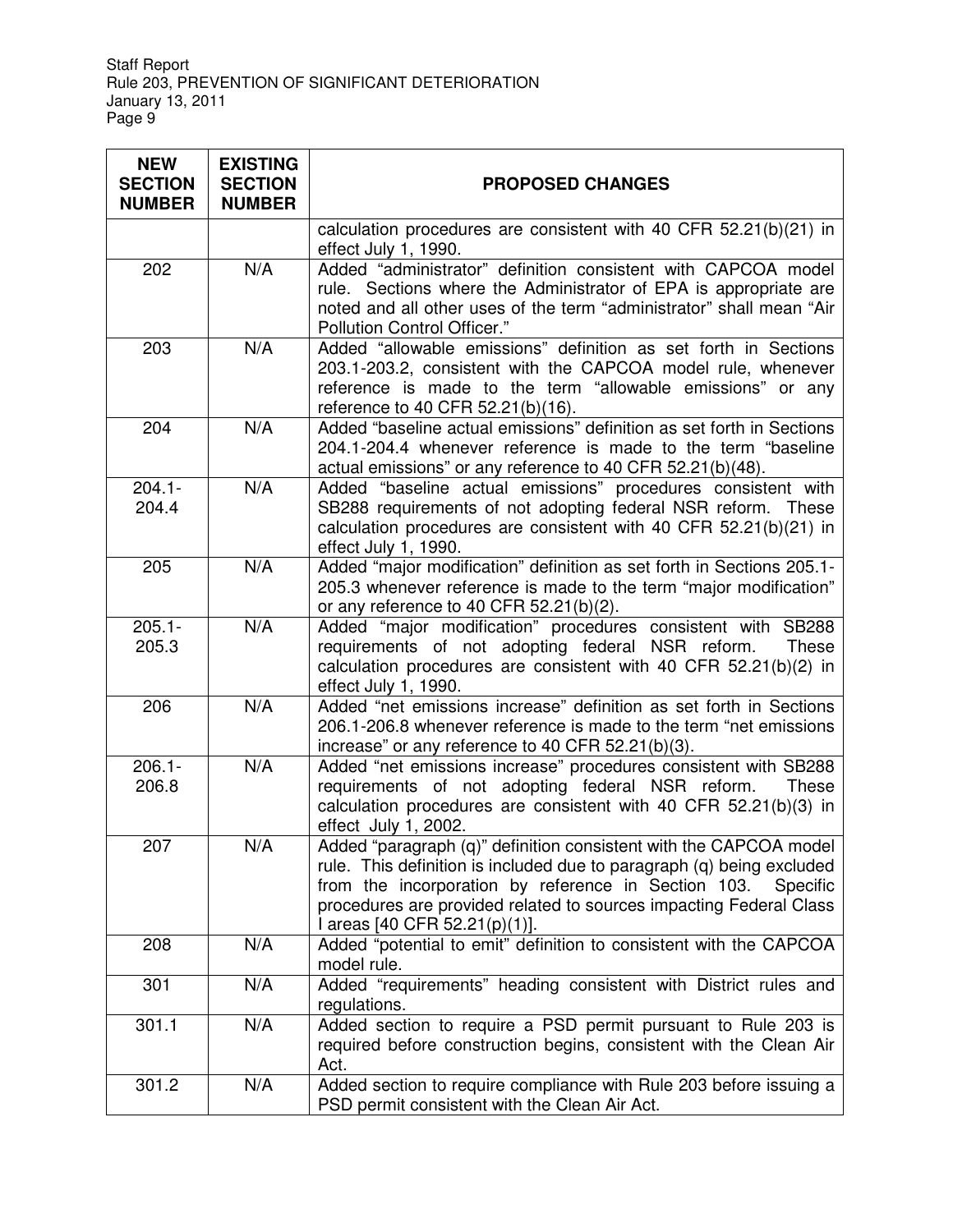| NEW SECTION NUMBER | EXISTING SECTION NUMBER | PROPOSED CHANGES |
|---|---|---|
| | | calculation procedures are consistent with 40 CFR 52.21(b)(21) in effect July 1, 1990. |
| 202 | N/A | Added "administrator" definition consistent with CAPCOA model rule. Sections where the Administrator of EPA is appropriate are noted and all other uses of the term "administrator" shall mean "Air Pollution Control Officer." |
| 203 | N/A | Added "allowable emissions" definition as set forth in Sections 203.1-203.2, consistent with the CAPCOA model rule, whenever reference is made to the term "allowable emissions" or any reference to 40 CFR 52.21(b)(16). |
| 204 | N/A | Added "baseline actual emissions" definition as set forth in Sections 204.1-204.4 whenever reference is made to the term "baseline actual emissions" or any reference to 40 CFR 52.21(b)(48). |
| 204.1-204.4 | N/A | Added "baseline actual emissions" procedures consistent with SB288 requirements of not adopting federal NSR reform. These calculation procedures are consistent with 40 CFR 52.21(b)(21) in effect July 1, 1990. |
| 205 | N/A | Added "major modification" definition as set forth in Sections 205.1-205.3 whenever reference is made to the term "major modification" or any reference to 40 CFR 52.21(b)(2). |
| 205.1-205.3 | N/A | Added "major modification" procedures consistent with SB288 requirements of not adopting federal NSR reform. These calculation procedures are consistent with 40 CFR 52.21(b)(2) in effect July 1, 1990. |
| 206 | N/A | Added "net emissions increase" definition as set forth in Sections 206.1-206.8 whenever reference is made to the term "net emissions increase" or any reference to 40 CFR 52.21(b)(3). |
| 206.1-206.8 | N/A | Added "net emissions increase" procedures consistent with SB288 requirements of not adopting federal NSR reform. These calculation procedures are consistent with 40 CFR 52.21(b)(3) in effect July 1, 2002. |
| 207 | N/A | Added "paragraph (q)" definition consistent with the CAPCOA model rule. This definition is included due to paragraph (q) being excluded from the incorporation by reference in Section 103. Specific procedures are provided related to sources impacting Federal Class I areas [40 CFR 52.21(p)(1)]. |
| 208 | N/A | Added "potential to emit" definition to consistent with the CAPCOA model rule. |
| 301 | N/A | Added "requirements" heading consistent with District rules and regulations. |
| 301.1 | N/A | Added section to require a PSD permit pursuant to Rule 203 is required before construction begins, consistent with the Clean Air Act. |
| 301.2 | N/A | Added section to require compliance with Rule 203 before issuing a PSD permit consistent with the Clean Air Act. |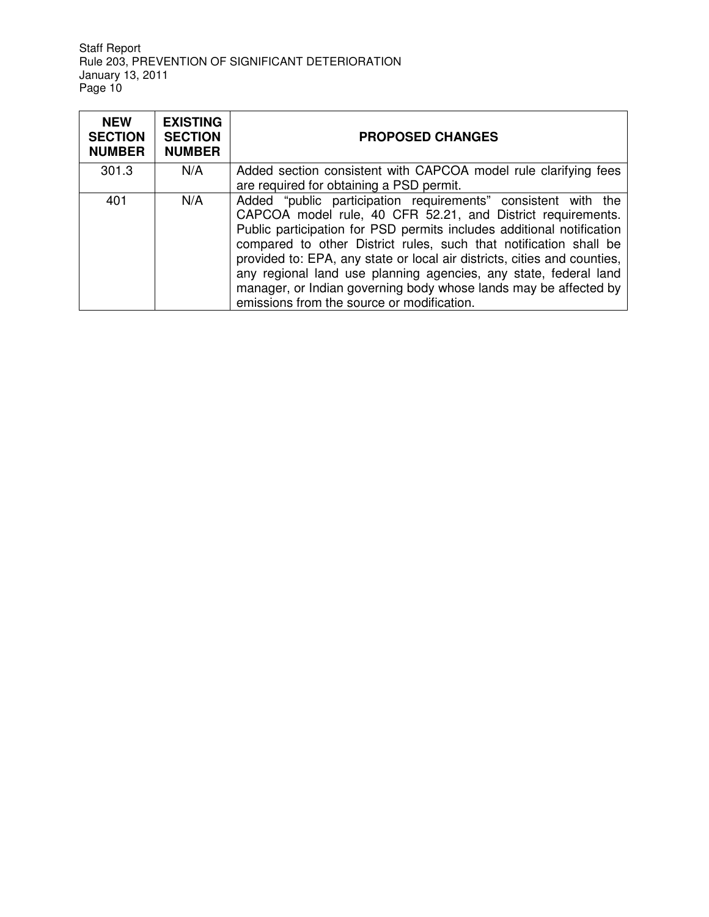| NEW SECTION NUMBER | EXISTING SECTION NUMBER | PROPOSED CHANGES |
|---|---|---|
| 301.3 | N/A | Added section consistent with CAPCOA model rule clarifying fees are required for obtaining a PSD permit. |
| 401 | N/A | Added "public participation requirements" consistent with the CAPCOA model rule, 40 CFR 52.21, and District requirements. Public participation for PSD permits includes additional notification compared to other District rules, such that notification shall be provided to: EPA, any state or local air districts, cities and counties, any regional land use planning agencies, any state, federal land manager, or Indian governing body whose lands may be affected by emissions from the source or modification. |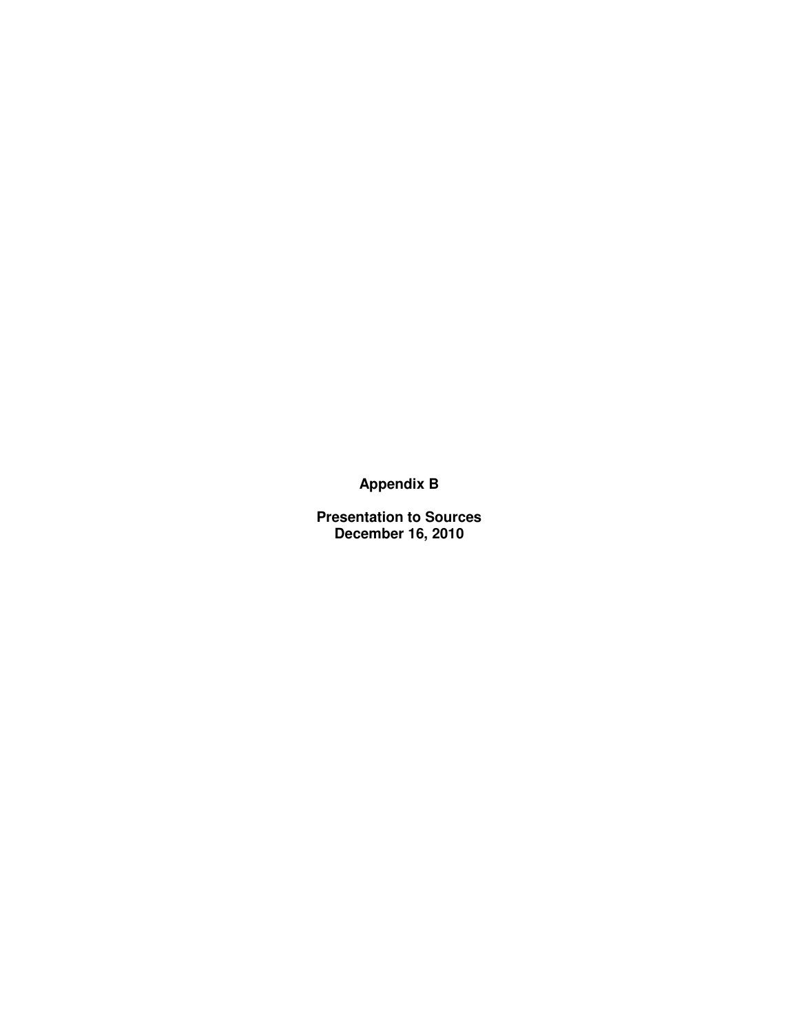# Appendix B

## Presentation to Sources
## December 16, 2010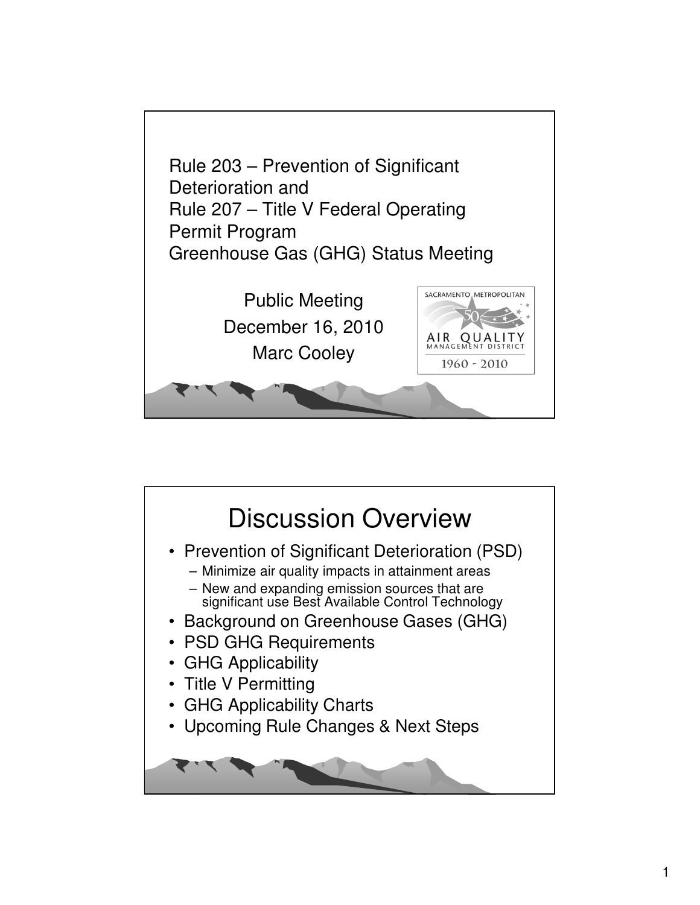Rule 203 – Prevention of Significant Deterioration and
Rule 207 – Title V Federal Operating Permit Program
Greenhouse Gas (GHG) Status Meeting

Public Meeting
December 16, 2010
Marc Cooley

SACRAMENTO METROPOLITAN AIR QUALITY MANAGEMENT DISTRICT 1960 - 2010

# Discussion Overview

- Prevention of Significant Deterioration (PSD)
  - Minimize air quality impacts in attainment areas
  - New and expanding emission sources that are significant use Best Available Control Technology
- Background on Greenhouse Gases (GHG)
- PSD GHG Requirements
- GHG Applicability
- Title V Permitting
- GHG Applicability Charts
- Upcoming Rule Changes & Next Steps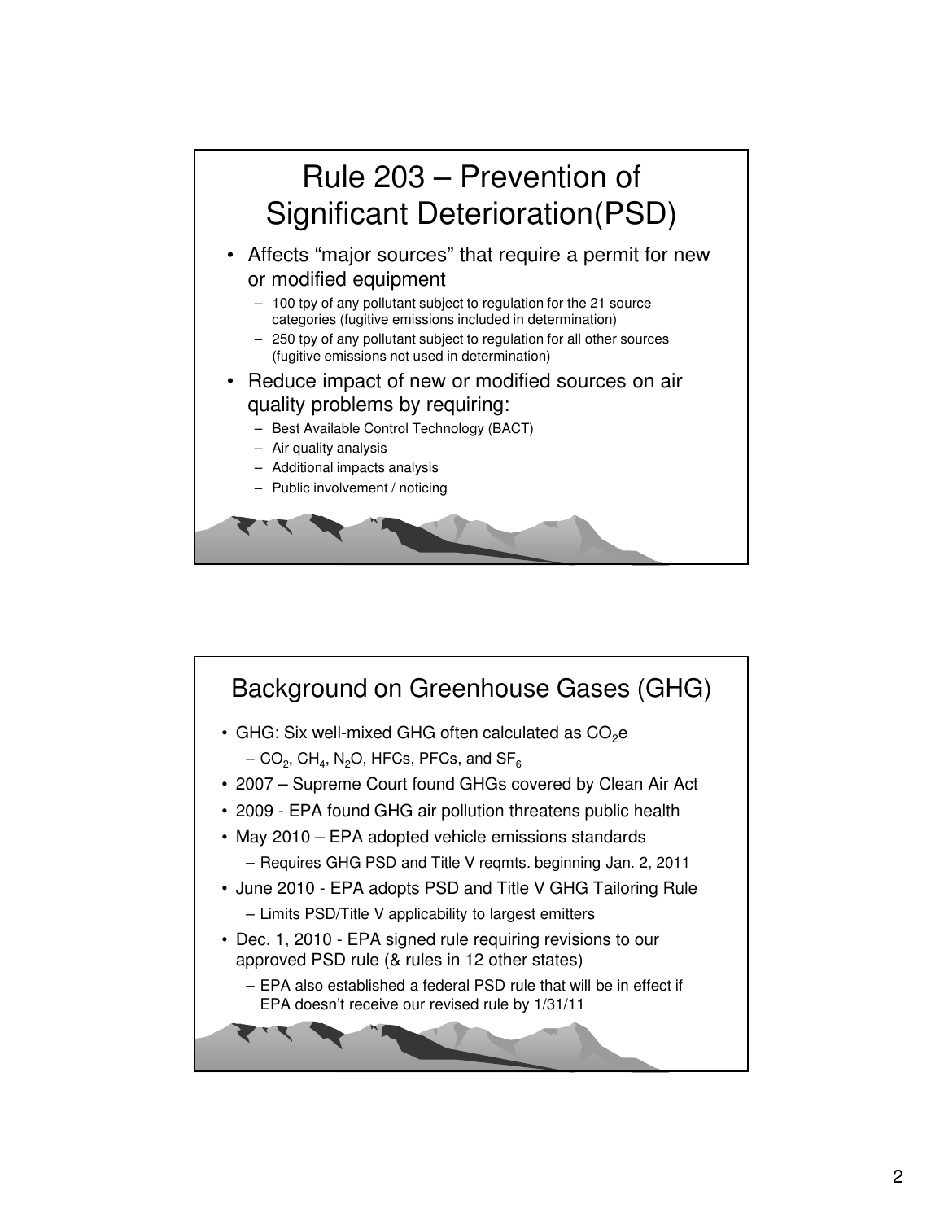# Rule 203 – Prevention of Significant Deterioration(PSD)

- Affects "major sources" that require a permit for new or modified equipment
  - 100 tpy of any pollutant subject to regulation for the 21 source categories (fugitive emissions included in determination)
  - 250 tpy of any pollutant subject to regulation for all other sources (fugitive emissions not used in determination)
- Reduce impact of new or modified sources on air quality problems by requiring:
  - Best Available Control Technology (BACT)
  - Air quality analysis
  - Additional impacts analysis
  - Public involvement / noticing

# Background on Greenhouse Gases (GHG)

- GHG: Six well-mixed GHG often calculated as $CO_2e$
  - $CO_2$, $CH_4$, $N_2O$, HFCs, PFCs, and $SF_6$
- 2007 – Supreme Court found GHGs covered by Clean Air Act
- 2009 - EPA found GHG air pollution threatens public health
- May 2010 – EPA adopted vehicle emissions standards
  - Requires GHG PSD and Title V reqmts. beginning Jan. 2, 2011
- June 2010 - EPA adopts PSD and Title V GHG Tailoring Rule
  - Limits PSD/Title V applicability to largest emitters
- Dec. 1, 2010 - EPA signed rule requiring revisions to our approved PSD rule (& rules in 12 other states)
  - EPA also established a federal PSD rule that will be in effect if EPA doesn't receive our revised rule by 1/31/11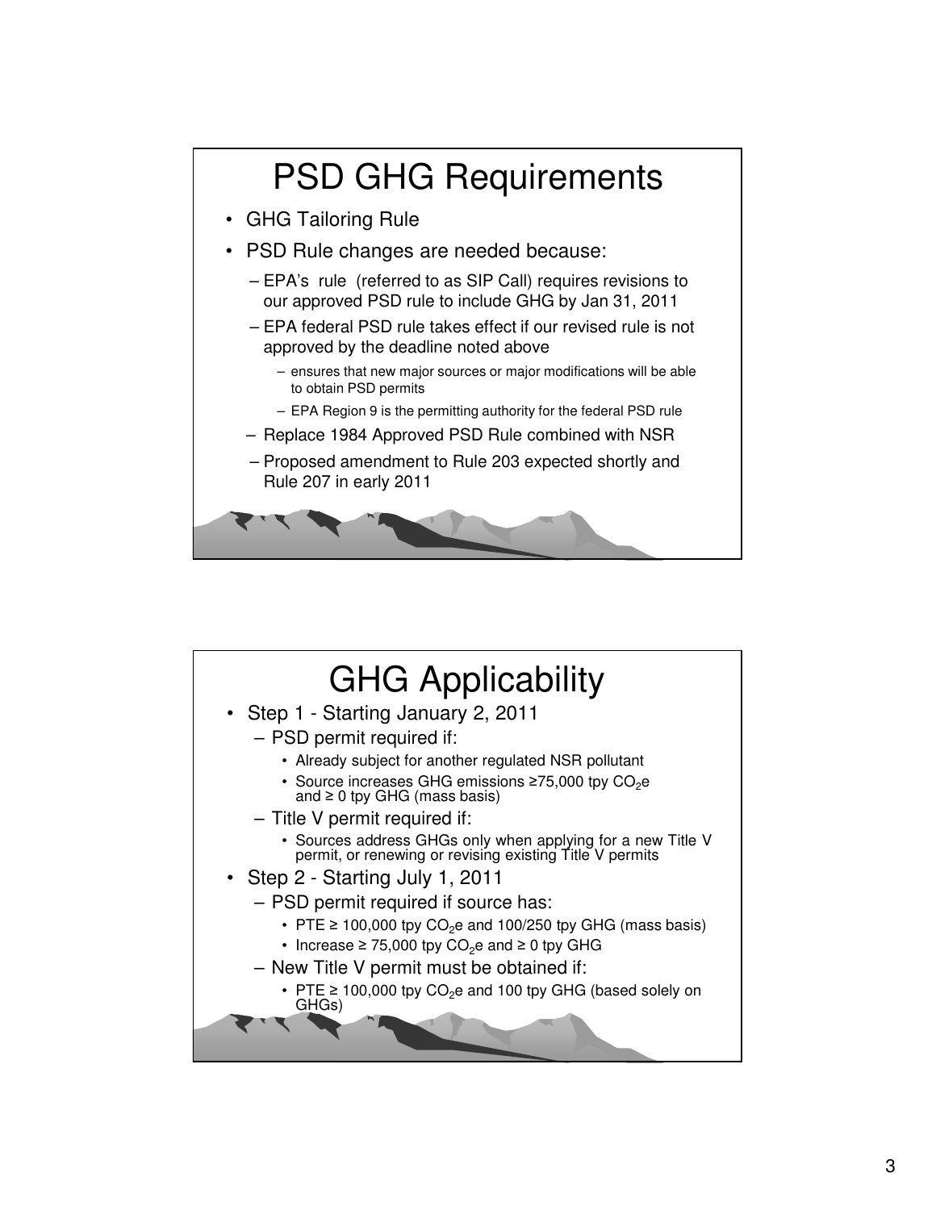# PSD GHG Requirements

- GHG Tailoring Rule
- PSD Rule changes are needed because:
  - EPA's rule (referred to as SIP Call) requires revisions to our approved PSD rule to include GHG by Jan 31, 2011
  - EPA federal PSD rule takes effect if our revised rule is not approved by the deadline noted above
    - ensures that new major sources or major modifications will be able to obtain PSD permits
    - EPA Region 9 is the permitting authority for the federal PSD rule
  - Replace 1984 Approved PSD Rule combined with NSR
  - Proposed amendment to Rule 203 expected shortly and Rule 207 in early 2011

# GHG Applicability

- Step 1 - Starting January 2, 2011
  - PSD permit required if:
    - Already subject for another regulated NSR pollutant
    - Source increases GHG emissions ≥75,000 tpy $CO_2e$ and ≥ 0 tpy GHG (mass basis)
  - Title V permit required if:
    - Sources address GHGs only when applying for a new Title V permit, or renewing or revising existing Title V permits
- Step 2 - Starting July 1, 2011
  - PSD permit required if source has:
    - PTE ≥ 100,000 tpy $CO_2e$ and 100/250 tpy GHG (mass basis)
    - Increase ≥ 75,000 tpy $CO_2e$ and ≥ 0 tpy GHG
  - New Title V permit must be obtained if:
    - PTE ≥ 100,000 tpy $CO_2e$ and 100 tpy GHG (based solely on GHGs)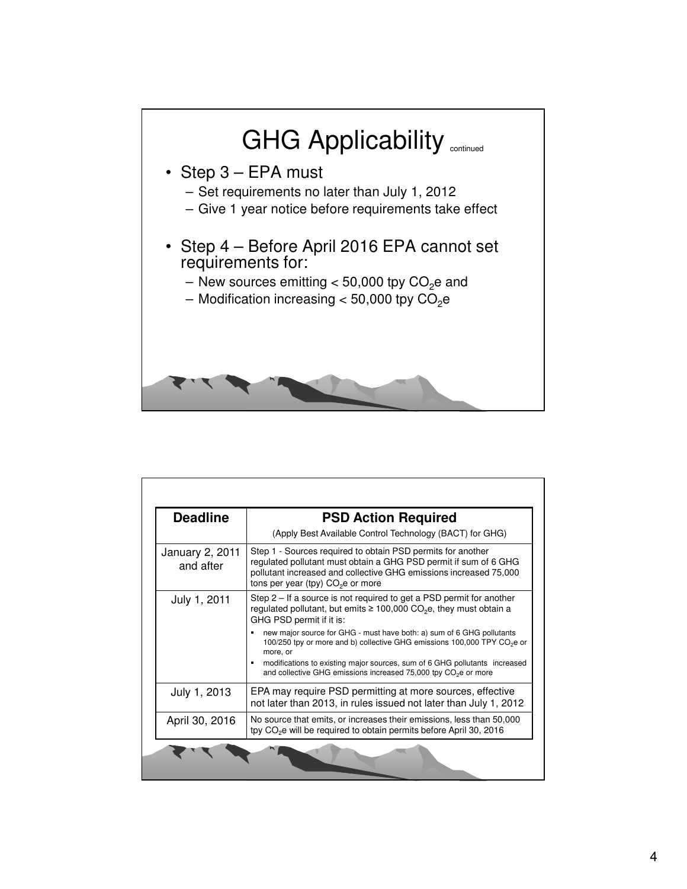# GHG Applicability continued

- Step 3 – EPA must
  - Set requirements no later than July 1, 2012
  - Give 1 year notice before requirements take effect
- Step 4 – Before April 2016 EPA cannot set requirements for:
  - New sources emitting < 50,000 tpy $CO_2$e and
  - Modification increasing < 50,000 tpy $CO_2$e

| Deadline | PSD Action Required<br>(Apply Best Available Control Technology (BACT) for GHG) |
|---|---|
| January 2, 2011 and after | Step 1 - Sources required to obtain PSD permits for another regulated pollutant must obtain a GHG PSD permit if sum of 6 GHG pollutant increased and collective GHG emissions increased 75,000 tons per year (tpy) $CO_2$e or more |
| July 1, 2011 | Step 2 – If a source is not required to get a PSD permit for another regulated pollutant, but emits ≥ 100,000 $CO_2$e, they must obtain a GHG PSD permit if it is:<br>▪ new major source for GHG - must have both: a) sum of 6 GHG pollutants 100/250 tpy or more and b) collective GHG emissions 100,000 TPY $CO_2$e or more, or<br>▪ modifications to existing major sources, sum of 6 GHG pollutants increased and collective GHG emissions increased 75,000 tpy $CO_2$e or more |
| July 1, 2013 | EPA may require PSD permitting at more sources, effective not later than 2013, in rules issued not later than July 1, 2012 |
| April 30, 2016 | No source that emits, or increases their emissions, less than 50,000 tpy $CO_2$e will be required to obtain permits before April 30, 2016 |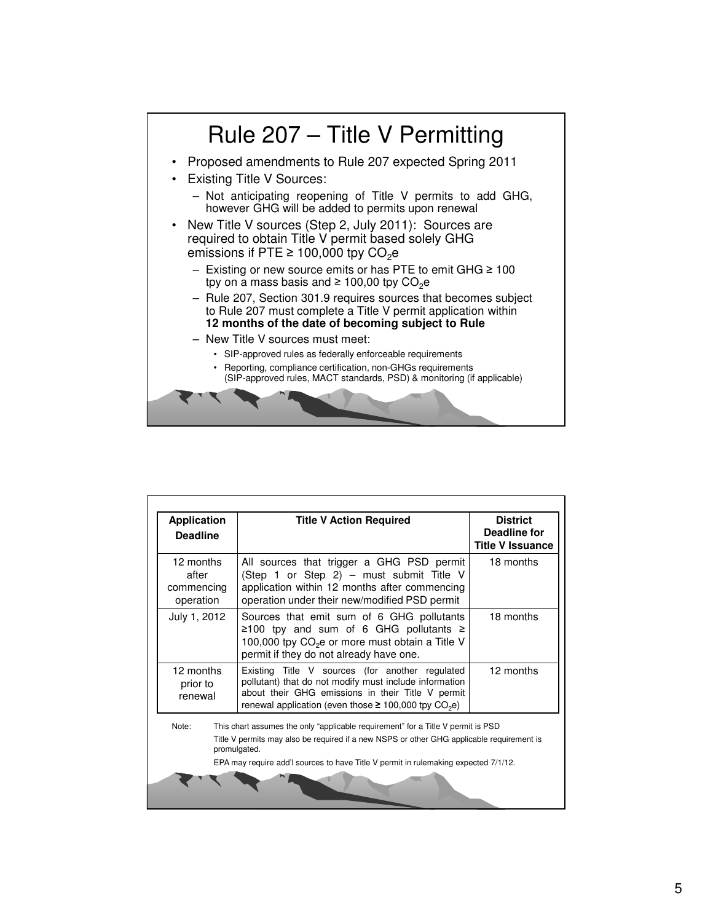# Rule 207 – Title V Permitting

- Proposed amendments to Rule 207 expected Spring 2011
- Existing Title V Sources:
  - Not anticipating reopening of Title V permits to add GHG, however GHG will be added to permits upon renewal
- New Title V sources (Step 2, July 2011): Sources are required to obtain Title V permit based solely GHG emissions if PTE ≥ 100,000 tpy $CO_2$e
  - Existing or new source emits or has PTE to emit GHG ≥ 100 tpy on a mass basis and ≥ 100,00 tpy $CO_2$e
  - Rule 207, Section 301.9 requires sources that becomes subject to Rule 207 must complete a Title V permit application within **12 months of the date of becoming subject to Rule**
  - New Title V sources must meet:
    - SIP-approved rules as federally enforceable requirements
    - Reporting, compliance certification, non-GHGs requirements (SIP-approved rules, MACT standards, PSD) & monitoring (if applicable)

| Application Deadline | Title V Action Required | District Deadline for Title V Issuance |
|---|---|---|
| 12 months after commencing operation | All sources that trigger a GHG PSD permit (Step 1 or Step 2) – must submit Title V application within 12 months after commencing operation under their new/modified PSD permit | 18 months |
| July 1, 2012 | Sources that emit sum of 6 GHG pollutants ≥100 tpy and sum of 6 GHG pollutants ≥ 100,000 tpy $CO_2$e or more must obtain a Title V permit if they do not already have one. | 18 months |
| 12 months prior to renewal | Existing Title V sources (for another regulated pollutant) that do not modify must include information about their GHG emissions in their Title V permit renewal application (even those **≥** 100,000 tpy $CO_2$e) | 12 months |

Note: This chart assumes the only "applicable requirement" for a Title V permit is PSD

Title V permits may also be required if a new NSPS or other GHG applicable requirement is promulgated.

EPA may require add'l sources to have Title V permit in rulemaking expected 7/1/12.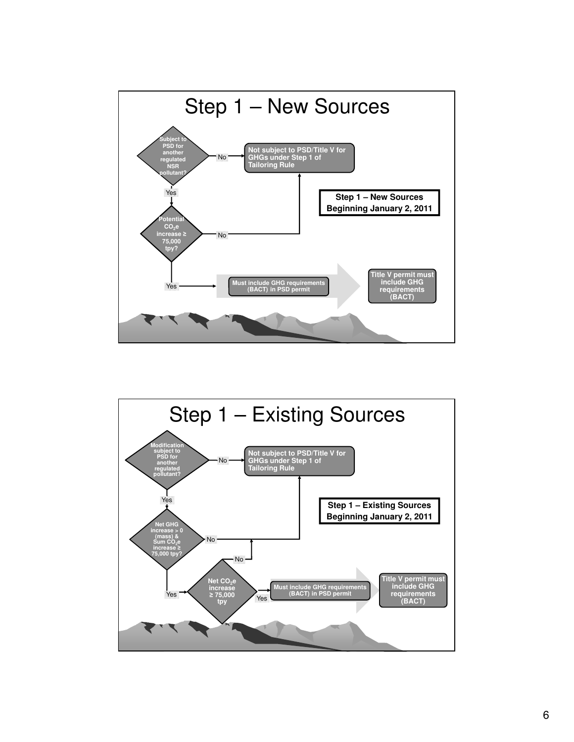# Step 1 – New Sources

**Step 1 – New Sources**
**Beginning January 2, 2011**

- **Subject to PSD for another regulated NSR pollutant?**
  - No → **Not subject to PSD/Title V for GHGs under Step 1 of Tailoring Rule**
  - Yes → **Potential $CO_2$e increase ≥ 75,000 tpy?**
    - No → **Not subject to PSD/Title V for GHGs under Step 1 of Tailoring Rule**
    - Yes → **Must include GHG requirements (BACT) in PSD permit** → **Title V permit must include GHG requirements (BACT)**

# Step 1 – Existing Sources

**Step 1 – Existing Sources**
**Beginning January 2, 2011**

- **Modification subject to PSD for another regulated pollutant?**
  - No → **Not subject to PSD/Title V for GHGs under Step 1 of Tailoring Rule**
  - Yes → **Net GHG increase > 0 (mass) & Sum $CO_2$e increase ≥ 75,000 tpy?**
    - No → **Not subject to PSD/Title V for GHGs under Step 1 of Tailoring Rule**
    - Yes → **Net $CO_2$e increase ≥ 75,000 tpy**
      - No → **Not subject to PSD/Title V for GHGs under Step 1 of Tailoring Rule**
      - Yes → **Must include GHG requirements (BACT) in PSD permit** → **Title V permit must include GHG requirements (BACT)**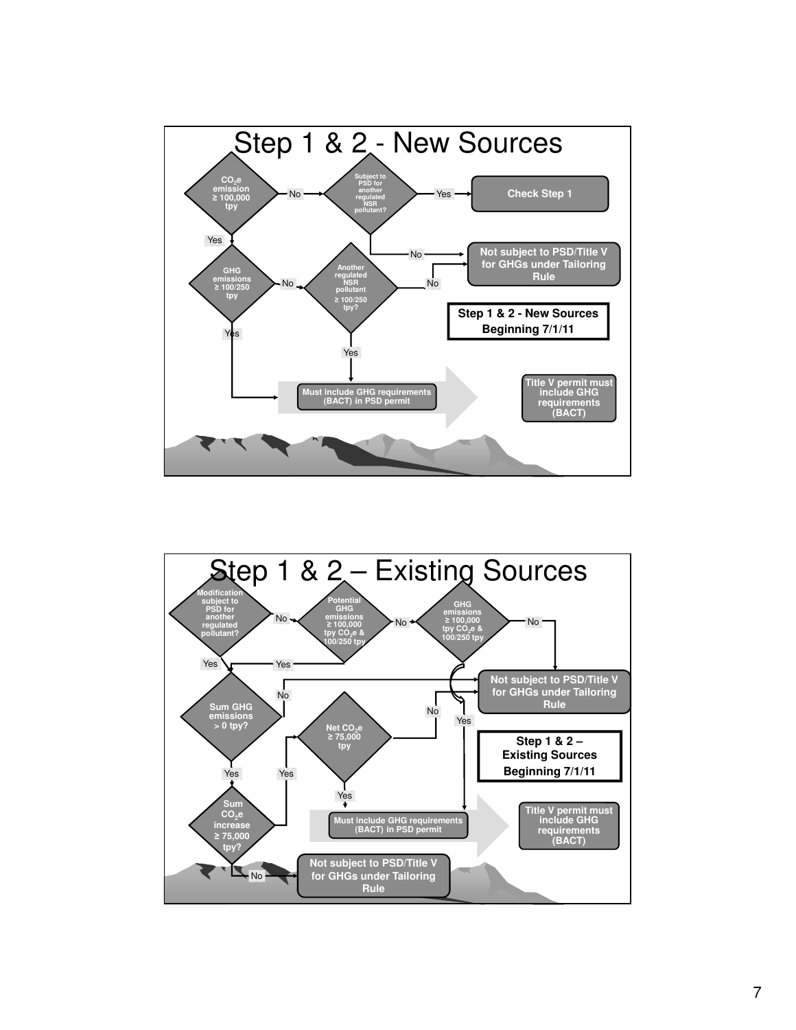## Step 1 & 2 - New Sources

$CO_2e$ emission ≥ 100,000 tpy

No → Subject to PSD for another regulated NSR pollutant?

Yes → Check Step 1

No → Not subject to PSD/Title V for GHGs under Tailoring Rule

Yes → GHG emissions ≥ 100/250 tpy

No → Another regulated NSR pollutant ≥ 100/250 tpy?

No → Not subject to PSD/Title V for GHGs under Tailoring Rule

Yes → Must include GHG requirements (BACT) in PSD permit

Yes → Must include GHG requirements (BACT) in PSD permit

Title V permit must include GHG requirements (BACT)

**Step 1 & 2 - New Sources Beginning 7/1/11**

## Step 1 & 2 – Existing Sources

Modification subject to PSD for another regulated pollutant?

No → Potential GHG emissions ≥ 100,000 tpy $CO_2e$ & 100/250 tpy

No → GHG emissions ≥ 100,000 tpy $CO_2e$ & 100/250 tpy

No → Not subject to PSD/Title V for GHGs under Tailoring Rule

Yes → Must include GHG requirements (BACT) in PSD permit

Yes → Sum GHG emissions > 0 tpy?

No → Not subject to PSD/Title V for GHGs under Tailoring Rule

Yes → Sum $CO_2e$ increase ≥ 75,000 tpy?

No → Not subject to PSD/Title V for GHGs under Tailoring Rule

Yes → Net $CO_2e$ ≥ 75,000 tpy

No → Not subject to PSD/Title V for GHGs under Tailoring Rule

Yes → Must include GHG requirements (BACT) in PSD permit

Title V permit must include GHG requirements (BACT)

**Step 1 & 2 – Existing Sources Beginning 7/1/11**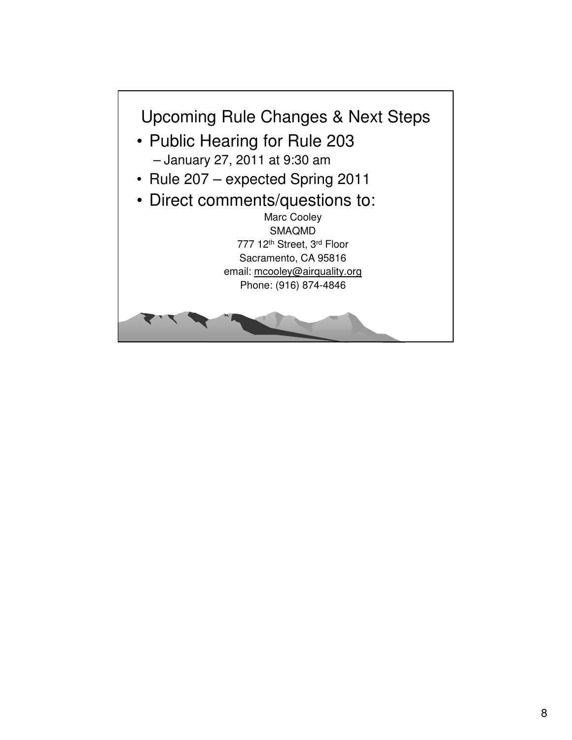## Upcoming Rule Changes & Next Steps

- Public Hearing for Rule 203
  - January 27, 2011 at 9:30 am
- Rule 207 – expected Spring 2011
- Direct comments/questions to:

Marc Cooley
SMAQMD
777 12th Street, 3rd Floor
Sacramento, CA 95816
email: mcooley@airquality.org
Phone: (916) 874-4846